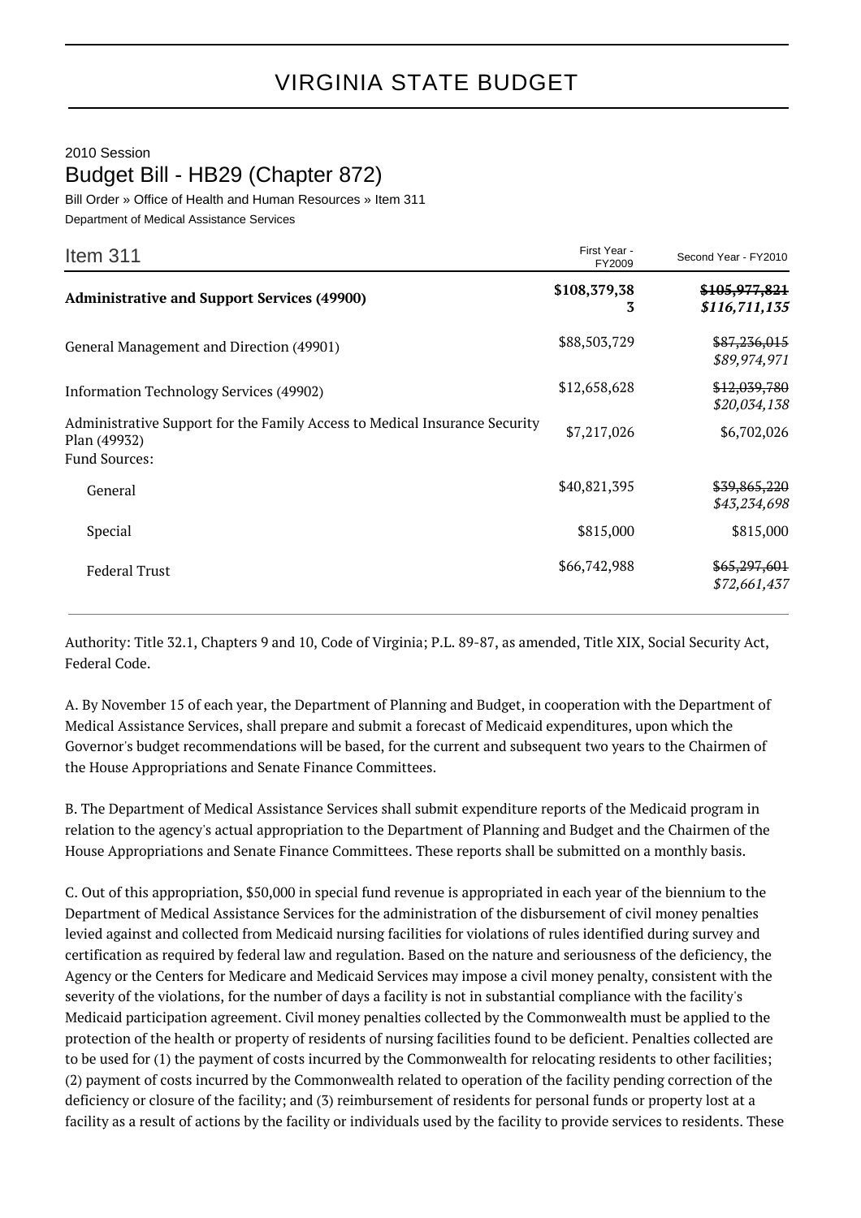# VIRGINIA STATE BUDGET

2010 Session

## Budget Bill - HB29 (Chapter 872)

Bill Order » Office of Health and Human Resources » Item 311

Department of Medical Assistance Services

| Item 311 | First Year - FY2009 | Second Year - FY2010 |
|---|---|---|
| **Administrative and Support Services (49900)** | **$108,379,383** | ~~$105,977,821~~ ***$116,711,135*** |
| General Management and Direction (49901) | $88,503,729 | ~~$87,236,015~~ *$89,974,971* |
| Information Technology Services (49902) | $12,658,628 | ~~$12,039,780~~ *$20,034,138* |
| Administrative Support for the Family Access to Medical Insurance Security Plan (49932) | $7,217,026 | $6,702,026 |
| Fund Sources: | | |
| General | $40,821,395 | ~~$39,865,220~~ *$43,234,698* |
| Special | $815,000 | $815,000 |
| Federal Trust | $66,742,988 | ~~$65,297,601~~ *$72,661,437* |

Authority: Title 32.1, Chapters 9 and 10, Code of Virginia; P.L. 89-87, as amended, Title XIX, Social Security Act, Federal Code.

A. By November 15 of each year, the Department of Planning and Budget, in cooperation with the Department of Medical Assistance Services, shall prepare and submit a forecast of Medicaid expenditures, upon which the Governor's budget recommendations will be based, for the current and subsequent two years to the Chairmen of the House Appropriations and Senate Finance Committees.

B. The Department of Medical Assistance Services shall submit expenditure reports of the Medicaid program in relation to the agency's actual appropriation to the Department of Planning and Budget and the Chairmen of the House Appropriations and Senate Finance Committees. These reports shall be submitted on a monthly basis.

C. Out of this appropriation, $50,000 in special fund revenue is appropriated in each year of the biennium to the Department of Medical Assistance Services for the administration of the disbursement of civil money penalties levied against and collected from Medicaid nursing facilities for violations of rules identified during survey and certification as required by federal law and regulation. Based on the nature and seriousness of the deficiency, the Agency or the Centers for Medicare and Medicaid Services may impose a civil money penalty, consistent with the severity of the violations, for the number of days a facility is not in substantial compliance with the facility's Medicaid participation agreement. Civil money penalties collected by the Commonwealth must be applied to the protection of the health or property of residents of nursing facilities found to be deficient. Penalties collected are to be used for (1) the payment of costs incurred by the Commonwealth for relocating residents to other facilities; (2) payment of costs incurred by the Commonwealth related to operation of the facility pending correction of the deficiency or closure of the facility; and (3) reimbursement of residents for personal funds or property lost at a facility as a result of actions by the facility or individuals used by the facility to provide services to residents. These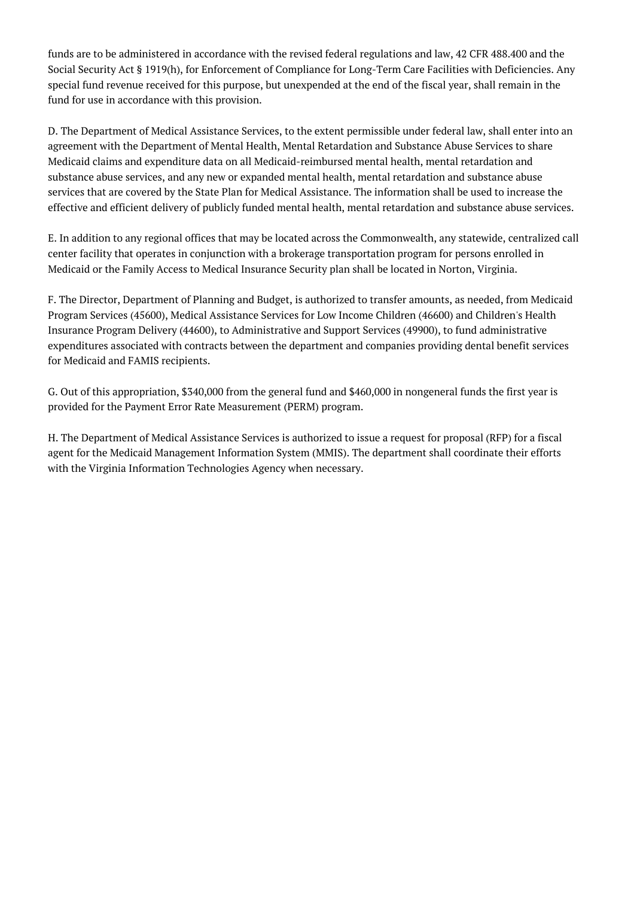funds are to be administered in accordance with the revised federal regulations and law, 42 CFR 488.400 and the Social Security Act § 1919(h), for Enforcement of Compliance for Long-Term Care Facilities with Deficiencies. Any special fund revenue received for this purpose, but unexpended at the end of the fiscal year, shall remain in the fund for use in accordance with this provision.

D. The Department of Medical Assistance Services, to the extent permissible under federal law, shall enter into an agreement with the Department of Mental Health, Mental Retardation and Substance Abuse Services to share Medicaid claims and expenditure data on all Medicaid-reimbursed mental health, mental retardation and substance abuse services, and any new or expanded mental health, mental retardation and substance abuse services that are covered by the State Plan for Medical Assistance. The information shall be used to increase the effective and efficient delivery of publicly funded mental health, mental retardation and substance abuse services.

E. In addition to any regional offices that may be located across the Commonwealth, any statewide, centralized call center facility that operates in conjunction with a brokerage transportation program for persons enrolled in Medicaid or the Family Access to Medical Insurance Security plan shall be located in Norton, Virginia.

F. The Director, Department of Planning and Budget, is authorized to transfer amounts, as needed, from Medicaid Program Services (45600), Medical Assistance Services for Low Income Children (46600) and Children's Health Insurance Program Delivery (44600), to Administrative and Support Services (49900), to fund administrative expenditures associated with contracts between the department and companies providing dental benefit services for Medicaid and FAMIS recipients.

G. Out of this appropriation, $340,000 from the general fund and $460,000 in nongeneral funds the first year is provided for the Payment Error Rate Measurement (PERM) program.

H. The Department of Medical Assistance Services is authorized to issue a request for proposal (RFP) for a fiscal agent for the Medicaid Management Information System (MMIS). The department shall coordinate their efforts with the Virginia Information Technologies Agency when necessary.